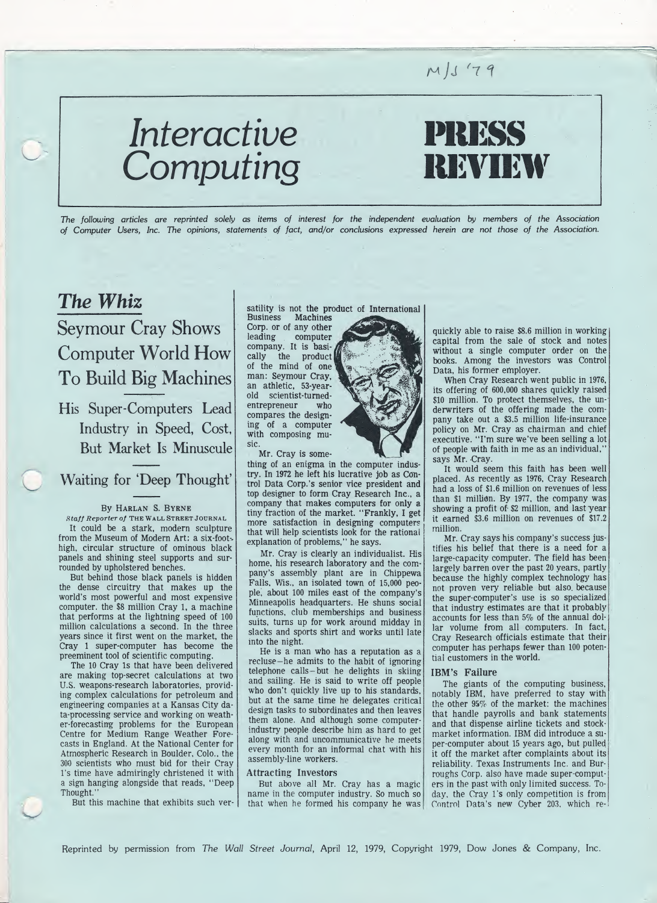M/J '79

# Interactive Computing

# PRESS REVIEW

*The following articles are reprinted solely as items of interest for the independent evaluation by members of the Association of Computer Users, Inc. The opinions, statements of fact, and/or conclusions expressed herein are not those of the Association.*

## *The Whiz*

## Seymour Cray Shows Computer World How To Build Big Machines

### His Super-Computers Lead Industry in Speed, Cost, But Market Is Minuscule

### Waiting for 'Deep Thought'

By HARLAN S. BYRNE
*Staff Reporter of* THE WALL STREET JOURNAL

It could be a stark, modern sculpture from the Museum of Modern Art: a six-foot-high, circular structure of ominous black panels and shining steel supports and surrounded by upholstered benches.

But behind those black panels is hidden the dense circuitry that makes up the world's most powerful and most expensive computer, the $8 million Cray 1, a machine that performs at the lightning speed of 100 million calculations a second. In the three years since it first went on the market, the Cray 1 super-computer has become the preeminent tool of scientific computing.

The 10 Cray 1s that have been delivered are making top-secret calculations at two U.S. weapons-research laboratories, providing complex calculations for petroleum and engineering companies at a Kansas City data-processing service and working on weather-forecasting problems for the European Centre for Medium Range Weather Forecasts in England. At the National Center for Atmospheric Research in Boulder, Colo., the 300 scientists who must bid for their Cray 1's time have admiringly christened it with a sign hanging alongside that reads, "Deep Thought."

But this machine that exhibits such versatility is not the product of International Business Machines Corp. or of any other leading computer company. It is basically the product of the mind of one man: Seymour Cray, an athletic, 53-year-old scientist-turned-entrepreneur who compares the designing of a computer with composing music.

Mr. Cray is something of an enigma in the computer industry. In 1972 he left his lucrative job as Control Data Corp.'s senior vice president and top designer to form Cray Research Inc., a company that makes computers for only a tiny fraction of the market. "Frankly, I get more satisfaction in designing computers that will help scientists look for the rational explanation of problems," he says.

Mr. Cray is clearly an individualist. His home, his research laboratory and the company's assembly plant are in Chippewa Falls, Wis., an isolated town of 15,000 people, about 100 miles east of the company's Minneapolis headquarters. He shuns social functions, club memberships and business suits, turns up for work around midday in slacks and sports shirt and works until late into the night.

He is a man who has a reputation as a recluse—he admits to the habit of ignoring telephone calls—but he delights in skiing and sailing. He is said to write off people who don't quickly live up to his standards, but at the same time he delegates critical design tasks to subordinates and then leaves them alone. And although some computer-industry people describe him as hard to get along with and uncommunicative he meets every month for an informal chat with his assembly-line workers.

### Attracting Investors

But above all Mr. Cray has a magic name in the computer industry. So much so that when he formed his company he was quickly able to raise $8.6 million in working capital from the sale of stock and notes without a single computer order on the books. Among the investors was Control Data, his former employer.

When Cray Research went public in 1976, its offering of 600,000 shares quickly raised $10 million. To protect themselves, the underwriters of the offering made the company take out a $3.5 million life-insurance policy on Mr. Cray as chairman and chief executive. "I'm sure we've been selling a lot of people with faith in me as an individual," says Mr. Cray.

It would seem this faith has been well placed. As recently as 1976, Cray Research had a loss of $1.6 million on revenues of less than $1 million. By 1977, the company was showing a profit of $2 million, and last year it earned $3.6 million on revenues of $17.2 million.

Mr. Cray says his company's success justifies his belief that there is a need for a large-capacity computer. The field has been largely barren over the past 20 years, partly because the highly complex technology has not proven very reliable but also because the super-computer's use is so specialized that industry estimates are that it probably accounts for less than 5% of the annual dollar volume from all computers. In fact, Cray Research officials estimate that their computer has perhaps fewer than 100 potential customers in the world.

### IBM's Failure

The giants of the computing business, notably IBM, have preferred to stay with the other 95% of the market: the machines that handle payrolls and bank statements and that dispense airline tickets and stock-market information. IBM did introduce a super-computer about 15 years ago, but pulled it off the market after complaints about its reliability. Texas Instruments Inc. and Burroughs Corp. also have made super-computers in the past with only limited success. Today, the Cray 1's only competition is from Control Data's new Cyber 203, which re-

Reprinted by permission from *The Wall Street Journal*, April 12, 1979, Copyright 1979, Dow Jones & Company, Inc.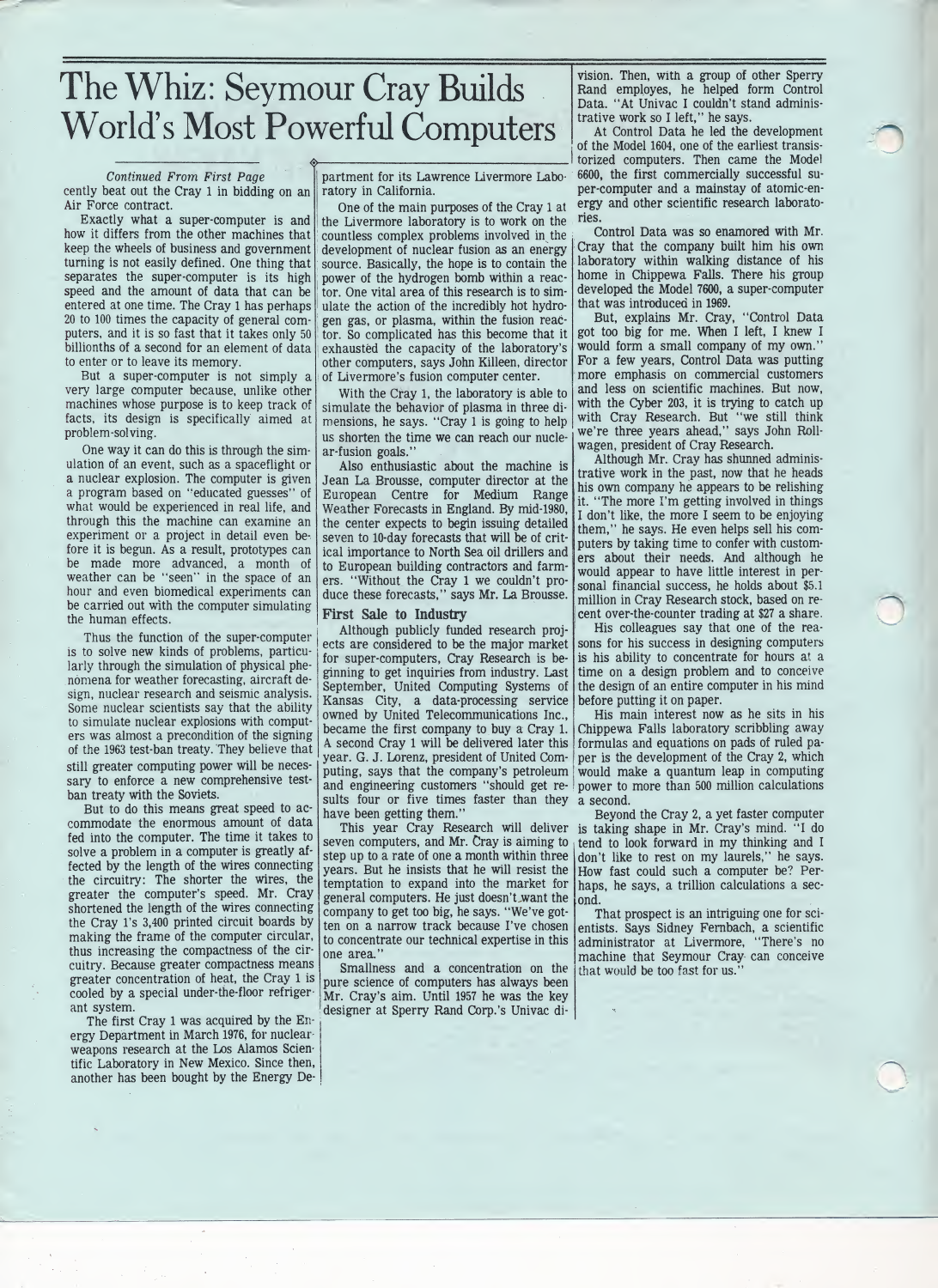# The Whiz: Seymour Cray Builds World's Most Powerful Computers

*Continued From First Page*

cently beat out the Cray 1 in bidding on an Air Force contract.

Exactly what a super-computer is and how it differs from the other machines that keep the wheels of business and government turning is not easily defined. One thing that separates the super-computer is its high speed and the amount of data that can be entered at one time. The Cray 1 has perhaps 20 to 100 times the capacity of general computers, and it is so fast that it takes only 50 billionths of a second for an element of data to enter or to leave its memory.

But a super-computer is not simply a very large computer because, unlike other machines whose purpose is to keep track of facts, its design is specifically aimed at problem-solving.

One way it can do this is through the simulation of an event, such as a spaceflight or a nuclear explosion. The computer is given a program based on "educated guesses" of what would be experienced in real life, and through this the machine can examine an experiment or a project in detail even before it is begun. As a result, prototypes can be made more advanced, a month of weather can be "seen" in the space of an hour and even biomedical experiments can be carried out with the computer simulating the human effects.

Thus the function of the super-computer is to solve new kinds of problems, particularly through the simulation of physical phenomena for weather forecasting, aircraft design, nuclear research and seismic analysis. Some nuclear scientists say that the ability to simulate nuclear explosions with computers was almost a precondition of the signing of the 1963 test-ban treaty. They believe that still greater computing power will be necessary to enforce a new comprehensive test-ban treaty with the Soviets.

But to do this means great speed to accommodate the enormous amount of data fed into the computer. The time it takes to solve a problem in a computer is greatly affected by the length of the wires connecting the circuitry: The shorter the wires, the greater the computer's speed. Mr. Cray shortened the length of the wires connecting the Cray 1's 3,400 printed circuit boards by making the frame of the computer circular, thus increasing the compactness of the circuitry. Because greater compactness means greater concentration of heat, the Cray 1 is cooled by a special under-the-floor refrigerant system.

The first Cray 1 was acquired by the Energy Department in March 1976, for nuclear-weapons research at the Los Alamos Scientific Laboratory in New Mexico. Since then, another has been bought by the Energy Department for its Lawrence Livermore Laboratory in California.

One of the main purposes of the Cray 1 at the Livermore laboratory is to work on the countless complex problems involved in the development of nuclear fusion as an energy source. Basically, the hope is to contain the power of the hydrogen bomb within a reactor. One vital area of this research is to simulate the action of the incredibly hot hydrogen gas, or plasma, within the fusion reactor. So complicated has this become that it exhausted the capacity of the laboratory's other computers, says John Killeen, director of Livermore's fusion computer center.

With the Cray 1, the laboratory is able to simulate the behavior of plasma in three dimensions, he says. "Cray 1 is going to help us shorten the time we can reach our nuclear-fusion goals."

Also enthusiastic about the machine is Jean La Brousse, computer director at the European Centre for Medium Range Weather Forecasts in England. By mid-1980, the center expects to begin issuing detailed seven to 10-day forecasts that will be of critical importance to North Sea oil drillers and to European building contractors and farmers. "Without the Cray 1 we couldn't produce these forecasts," says Mr. La Brousse.

### First Sale to Industry

Although publicly funded research projects are considered to be the major market for super-computers, Cray Research is beginning to get inquiries from industry. Last September, United Computing Systems of Kansas City, a data-processing service owned by United Telecommunications Inc., became the first company to buy a Cray 1. A second Cray 1 will be delivered later this year. G. J. Lorenz, president of United Computing, says that the company's petroleum and engineering customers "should get results four or five times faster than they have been getting them."

This year Cray Research will deliver seven computers, and Mr. Cray is aiming to step up to a rate of one a month within three years. But he insists that he will resist the temptation to expand into the market for general computers. He just doesn't want the company to get too big, he says. "We've gotten on a narrow track because I've chosen to concentrate our technical expertise in this one area."

Smallness and a concentration on the pure science of computers has always been Mr. Cray's aim. Until 1957 he was the key designer at Sperry Rand Corp.'s Univac division. Then, with a group of other Sperry Rand employes, he helped form Control Data. "At Univac I couldn't stand administrative work so I left," he says.

At Control Data he led the development of the Model 1604, one of the earliest transistorized computers. Then came the Model 6600, the first commercially successful super-computer and a mainstay of atomic-energy and other scientific research laboratories.

Control Data was so enamored with Mr. Cray that the company built him his own laboratory within walking distance of his home in Chippewa Falls. There his group developed the Model 7600, a super-computer that was introduced in 1969.

But, explains Mr. Cray, "Control Data got too big for me. When I left, I knew I would form a small company of my own." For a few years, Control Data was putting more emphasis on commercial customers and less on scientific machines. But now, with the Cyber 203, it is trying to catch up with Cray Research. But "we still think we're three years ahead," says John Rollwagen, president of Cray Research.

Although Mr. Cray has shunned administrative work in the past, now that he heads his own company he appears to be relishing it. "The more I'm getting involved in things I don't like, the more I seem to be enjoying them," he says. He even helps sell his computers by taking time to confer with customers about their needs. And although he would appear to have little interest in personal financial success, he holds about $5.1 million in Cray Research stock, based on recent over-the-counter trading at $27 a share.

His colleagues say that one of the reasons for his success in designing computers is his ability to concentrate for hours at a time on a design problem and to conceive the design of an entire computer in his mind before putting it on paper.

His main interest now as he sits in his Chippewa Falls laboratory scribbling away formulas and equations on pads of ruled paper is the development of the Cray 2, which would make a quantum leap in computing power to more than 500 million calculations a second.

Beyond the Cray 2, a yet faster computer is taking shape in Mr. Cray's mind. "I do tend to look forward in my thinking and I don't like to rest on my laurels," he says. How fast could such a computer be? Perhaps, he says, a trillion calculations a second.

That prospect is an intriguing one for scientists. Says Sidney Fernbach, a scientific administrator at Livermore, "There's no machine that Seymour Cray can conceive that would be too fast for us."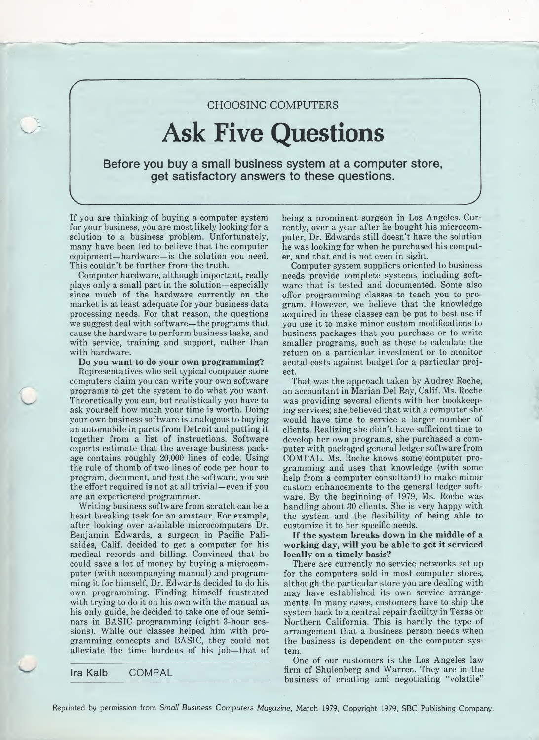CHOOSING COMPUTERS

# Ask Five Questions

**Before you buy a small business system at a computer store, get satisfactory answers to these questions.**

Ira Kalb COMPAL

If you are thinking of buying a computer system for your business, you are most likely looking for a solution to a business problem. Unfortunately, many have been led to believe that the computer equipment—hardware—is the solution you need. This couldn't be further from the truth.

Computer hardware, although important, really plays only a small part in the solution—especially since much of the hardware currently on the market is at least adequate for your business data processing needs. For that reason, the questions we suggest deal with software—the programs that cause the hardware to perform business tasks, and with service, training and support, rather than with hardware.

**Do you want to do your own programming?**

Representatives who sell typical computer store computers claim you can write your own software programs to get the system to do what you want. Theoretically you can, but realistically you have to ask yourself how much your time is worth. Doing your own business software is analogous to buying an automobile in parts from Detroit and putting it together from a list of instructions. Software experts estimate that the average business package contains roughly 20,000 lines of code. Using the rule of thumb of two lines of code per hour to program, document, and test the software, you see the effort required is not at all trivial—even if you are an experienced programmer.

Writing business software from scratch can be a heart breaking task for an amateur. For example, after looking over available microcomputers Dr. Benjamin Edwards, a surgeon in Pacific Palisaides, Calif. decided to get a computer for his medical records and billing. Convinced that he could save a lot of money by buying a microcomputer (with accompanying manual) and programming it for himself, Dr. Edwards decided to do his own programming. Finding himself frustrated with trying to do it on his own with the manual as his only guide, he decided to take one of our seminars in BASIC programming (eight 3-hour sessions). While our classes helped him with programming concepts and BASIC, they could not alleviate the time burdens of his job—that of being a prominent surgeon in Los Angeles. Currently, over a year after he bought his microcomputer, Dr. Edwards still doesn't have the solution he was looking for when he purchased his computer, and that end is not even in sight.

Computer system suppliers oriented to business needs provide complete systems including software that is tested and documented. Some also offer programming classes to teach you to program. However, we believe that the knowledge acquired in these classes can be put to best use if you use it to make minor custom modifications to business packages that you purchase or to write smaller programs, such as those to calculate the return on a particular investment or to monitor acutal costs against budget for a particular project.

That was the approach taken by Audrey Roche, an accountant in Marian Del Ray, Calif. Ms. Roche was providing several clients with her bookkeeping services; she believed that with a computer she would have time to service a larger number of clients. Realizing she didn't have sufficient time to develop her own programs, she purchased a computer with packaged general ledger software from COMPAL. Ms. Roche knows some computer programming and uses that knowledge (with some help from a computer consultant) to make minor custom enhancements to the general ledger software. By the beginning of 1979, Ms. Roche was handling about 30 clients. She is very happy with the system and the flexibility of being able to customize it to her specific needs.

**If the system breaks down in the middle of a working day, will you be able to get it serviced locally on a timely basis?**

There are currently no service networks set up for the computers sold in most computer stores, although the particular store you are dealing with may have established its own service arrangements. In many cases, customers have to ship the system back to a central repair facility in Texas or Northern California. This is hardly the type of arrangement that a business person needs when the business is dependent on the computer system.

One of our customers is the Los Angeles law firm of Shulenberg and Warren. They are in the business of creating and negotiating "volatile"

Reprinted by permission from *Small Business Computers Magazine*, March 1979, Copyright 1979, SBC Publishing Company.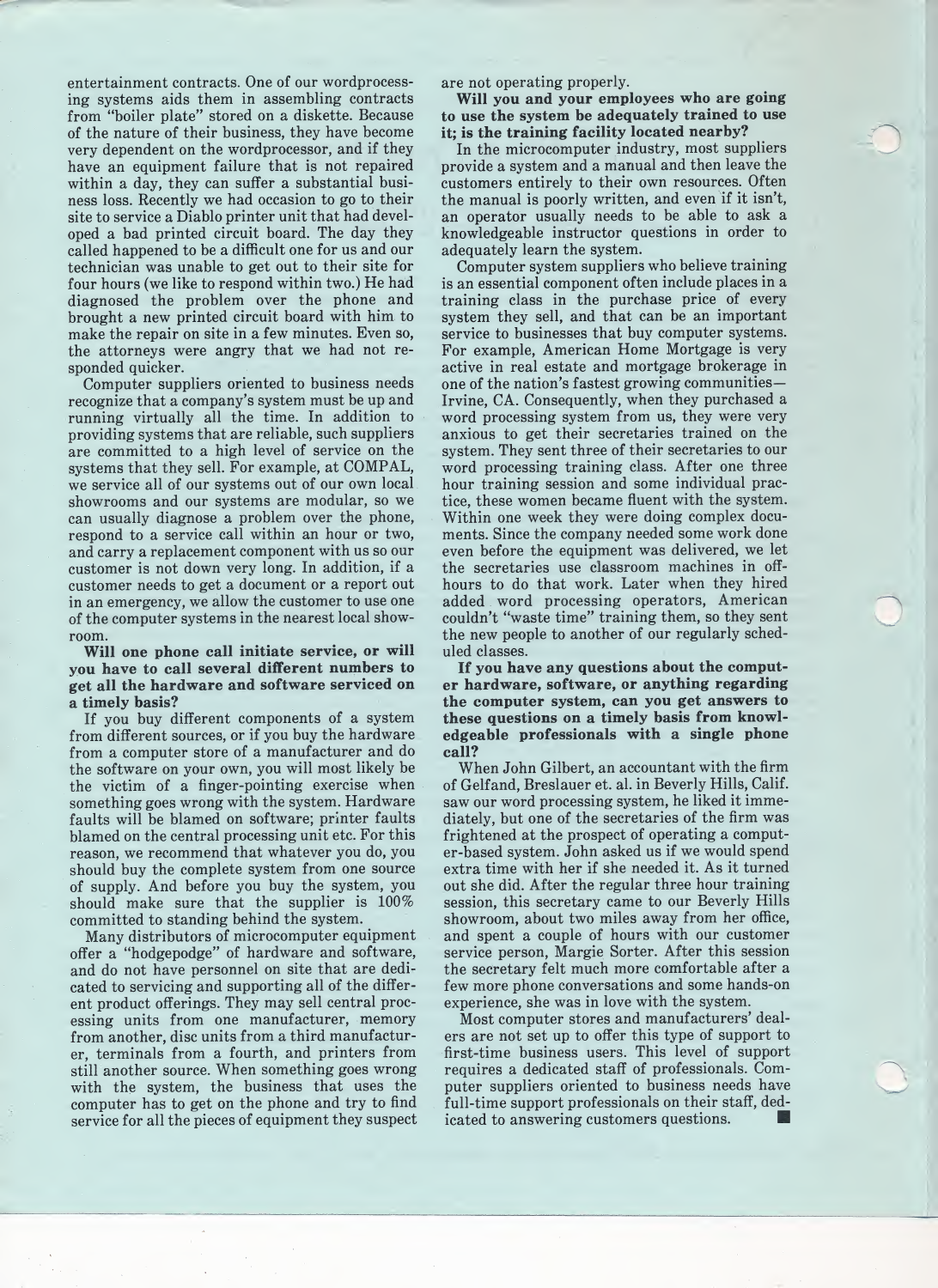entertainment contracts. One of our wordprocessing systems aids them in assembling contracts from "boiler plate" stored on a diskette. Because of the nature of their business, they have become very dependent on the wordprocessor, and if they have an equipment failure that is not repaired within a day, they can suffer a substantial business loss. Recently we had occasion to go to their site to service a Diablo printer unit that had developed a bad printed circuit board. The day they called happened to be a difficult one for us and our technician was unable to get out to their site for four hours (we like to respond within two.) He had diagnosed the problem over the phone and brought a new printed circuit board with him to make the repair on site in a few minutes. Even so, the attorneys were angry that we had not responded quicker.

Computer suppliers oriented to business needs recognize that a company's system must be up and running virtually all the time. In addition to providing systems that are reliable, such suppliers are committed to a high level of service on the systems that they sell. For example, at COMPAL, we service all of our systems out of our own local showrooms and our systems are modular, so we can usually diagnose a problem over the phone, respond to a service call within an hour or two, and carry a replacement component with us so our customer is not down very long. In addition, if a customer needs to get a document or a report out in an emergency, we allow the customer to use one of the computer systems in the nearest local showroom.

**Will one phone call initiate service, or will you have to call several different numbers to get all the hardware and software serviced on a timely basis?**

If you buy different components of a system from different sources, or if you buy the hardware from a computer store of a manufacturer and do the software on your own, you will most likely be the victim of a finger-pointing exercise when something goes wrong with the system. Hardware faults will be blamed on software; printer faults blamed on the central processing unit etc. For this reason, we recommend that whatever you do, you should buy the complete system from one source of supply. And before you buy the system, you should make sure that the supplier is 100% committed to standing behind the system.

Many distributors of microcomputer equipment offer a "hodgepodge" of hardware and software, and do not have personnel on site that are dedicated to servicing and supporting all of the different product offerings. They may sell central processing units from one manufacturer, memory from another, disc units from a third manufacturer, terminals from a fourth, and printers from still another source. When something goes wrong with the system, the business that uses the computer has to get on the phone and try to find service for all the pieces of equipment they suspect are not operating properly.

**Will you and your employees who are going to use the system be adequately trained to use it; is the training facility located nearby?**

In the microcomputer industry, most suppliers provide a system and a manual and then leave the customers entirely to their own resources. Often the manual is poorly written, and even if it isn't, an operator usually needs to be able to ask a knowledgeable instructor questions in order to adequately learn the system.

Computer system suppliers who believe training is an essential component often include places in a training class in the purchase price of every system they sell, and that can be an important service to businesses that buy computer systems. For example, American Home Mortgage is very active in real estate and mortgage brokerage in one of the nation's fastest growing communities—Irvine, CA. Consequently, when they purchased a word processing system from us, they were very anxious to get their secretaries trained on the system. They sent three of their secretaries to our word processing training class. After one three hour training session and some individual practice, these women became fluent with the system. Within one week they were doing complex documents. Since the company needed some work done even before the equipment was delivered, we let the secretaries use classroom machines in off-hours to do that work. Later when they hired added word processing operators, American couldn't "waste time" training them, so they sent the new people to another of our regularly scheduled classes.

**If you have any questions about the computer hardware, software, or anything regarding the computer system, can you get answers to these questions on a timely basis from knowledgeable professionals with a single phone call?**

When John Gilbert, an accountant with the firm of Gelfand, Breslauer et. al. in Beverly Hills, Calif. saw our word processing system, he liked it immediately, but one of the secretaries of the firm was frightened at the prospect of operating a computer-based system. John asked us if we would spend extra time with her if she needed it. As it turned out she did. After the regular three hour training session, this secretary came to our Beverly Hills showroom, about two miles away from her office, and spent a couple of hours with our customer service person, Margie Sorter. After this session the secretary felt much more comfortable after a few more phone conversations and some hands-on experience, she was in love with the system.

Most computer stores and manufacturers' dealers are not set up to offer this type of support to first-time business users. This level of support requires a dedicated staff of professionals. Computer suppliers oriented to business needs have full-time support professionals on their staff, dedicated to answering customers questions. ■